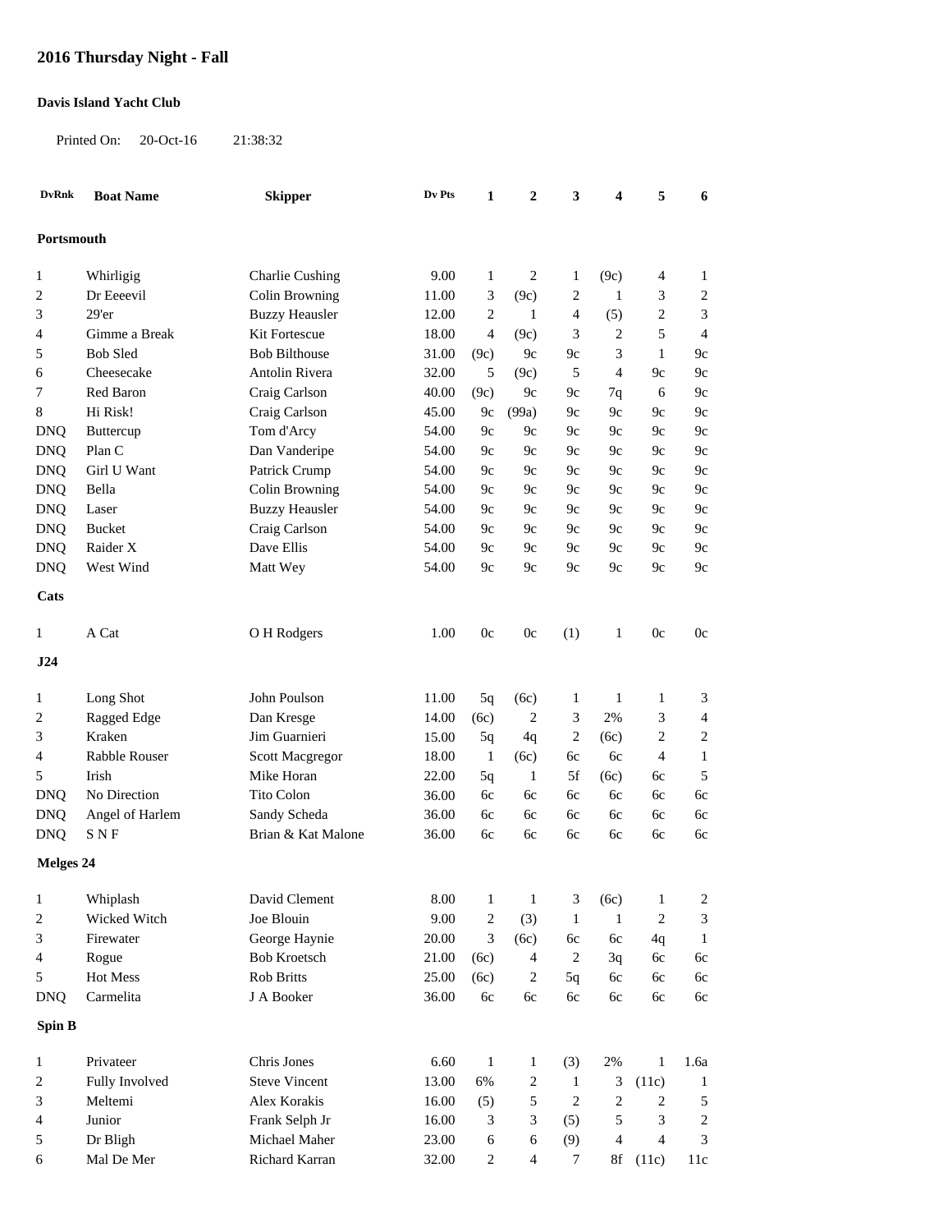# 2016 Thursday Night - Fall

**Davis Island Yacht Club**

Printed On: 20-Oct-16 21:38:32

| DvRnk | Boat Name | Skipper | Dv Pts | 1 | 2 | 3 | 4 | 5 | 6 |
|---|---|---|---|---|---|---|---|---|---|
| **Portsmouth** | | | | | | | | | |
| 1 | Whirligig | Charlie Cushing | 9.00 | 1 | 2 | 1 | (9c) | 4 | 1 |
| 2 | Dr Eeeevil | Colin Browning | 11.00 | 3 | (9c) | 2 | 1 | 3 | 2 |
| 3 | 29'er | Buzzy Heausler | 12.00 | 2 | 1 | 4 | (5) | 2 | 3 |
| 4 | Gimme a Break | Kit Fortescue | 18.00 | 4 | (9c) | 3 | 2 | 5 | 4 |
| 5 | Bob Sled | Bob Bilthouse | 31.00 | (9c) | 9c | 9c | 3 | 1 | 9c |
| 6 | Cheesecake | Antolin Rivera | 32.00 | 5 | (9c) | 5 | 4 | 9c | 9c |
| 7 | Red Baron | Craig Carlson | 40.00 | (9c) | 9c | 9c | 7q | 6 | 9c |
| 8 | Hi Risk! | Craig Carlson | 45.00 | 9c | (99a) | 9c | 9c | 9c | 9c |
| DNQ | Buttercup | Tom d'Arcy | 54.00 | 9c | 9c | 9c | 9c | 9c | 9c |
| DNQ | Plan C | Dan Vanderipe | 54.00 | 9c | 9c | 9c | 9c | 9c | 9c |
| DNQ | Girl U Want | Patrick Crump | 54.00 | 9c | 9c | 9c | 9c | 9c | 9c |
| DNQ | Bella | Colin Browning | 54.00 | 9c | 9c | 9c | 9c | 9c | 9c |
| DNQ | Laser | Buzzy Heausler | 54.00 | 9c | 9c | 9c | 9c | 9c | 9c |
| DNQ | Bucket | Craig Carlson | 54.00 | 9c | 9c | 9c | 9c | 9c | 9c |
| DNQ | Raider X | Dave Ellis | 54.00 | 9c | 9c | 9c | 9c | 9c | 9c |
| DNQ | West Wind | Matt Wey | 54.00 | 9c | 9c | 9c | 9c | 9c | 9c |
| **Cats** | | | | | | | | | |
| 1 | A Cat | O H Rodgers | 1.00 | 0c | 0c | (1) | 1 | 0c | 0c |
| **J24** | | | | | | | | | |
| 1 | Long Shot | John Poulson | 11.00 | 5q | (6c) | 1 | 1 | 1 | 3 |
| 2 | Ragged Edge | Dan Kresge | 14.00 | (6c) | 2 | 3 | 2% | 3 | 4 |
| 3 | Kraken | Jim Guarnieri | 15.00 | 5q | 4q | 2 | (6c) | 2 | 2 |
| 4 | Rabble Rouser | Scott Macgregor | 18.00 | 1 | (6c) | 6c | 6c | 4 | 1 |
| 5 | Irish | Mike Horan | 22.00 | 5q | 1 | 5f | (6c) | 6c | 5 |
| DNQ | No Direction | Tito Colon | 36.00 | 6c | 6c | 6c | 6c | 6c | 6c |
| DNQ | Angel of Harlem | Sandy Scheda | 36.00 | 6c | 6c | 6c | 6c | 6c | 6c |
| DNQ | S N F | Brian & Kat Malone | 36.00 | 6c | 6c | 6c | 6c | 6c | 6c |
| **Melges 24** | | | | | | | | | |
| 1 | Whiplash | David Clement | 8.00 | 1 | 1 | 3 | (6c) | 1 | 2 |
| 2 | Wicked Witch | Joe Blouin | 9.00 | 2 | (3) | 1 | 1 | 2 | 3 |
| 3 | Firewater | George Haynie | 20.00 | 3 | (6c) | 6c | 6c | 4q | 1 |
| 4 | Rogue | Bob Kroetsch | 21.00 | (6c) | 4 | 2 | 3q | 6c | 6c |
| 5 | Hot Mess | Rob Britts | 25.00 | (6c) | 2 | 5q | 6c | 6c | 6c |
| DNQ | Carmelita | J A Booker | 36.00 | 6c | 6c | 6c | 6c | 6c | 6c |
| **Spin B** | | | | | | | | | |
| 1 | Privateer | Chris Jones | 6.60 | 1 | 1 | (3) | 2% | 1 | 1.6a |
| 2 | Fully Involved | Steve Vincent | 13.00 | 6% | 2 | 1 | 3 | (11c) | 1 |
| 3 | Meltemi | Alex Korakis | 16.00 | (5) | 5 | 2 | 2 | 2 | 5 |
| 4 | Junior | Frank Selph Jr | 16.00 | 3 | 3 | (5) | 5 | 3 | 2 |
| 5 | Dr Bligh | Michael Maher | 23.00 | 6 | 6 | (9) | 4 | 4 | 3 |
| 6 | Mal De Mer | Richard Karran | 32.00 | 2 | 4 | 7 | 8f | (11c) | 11c |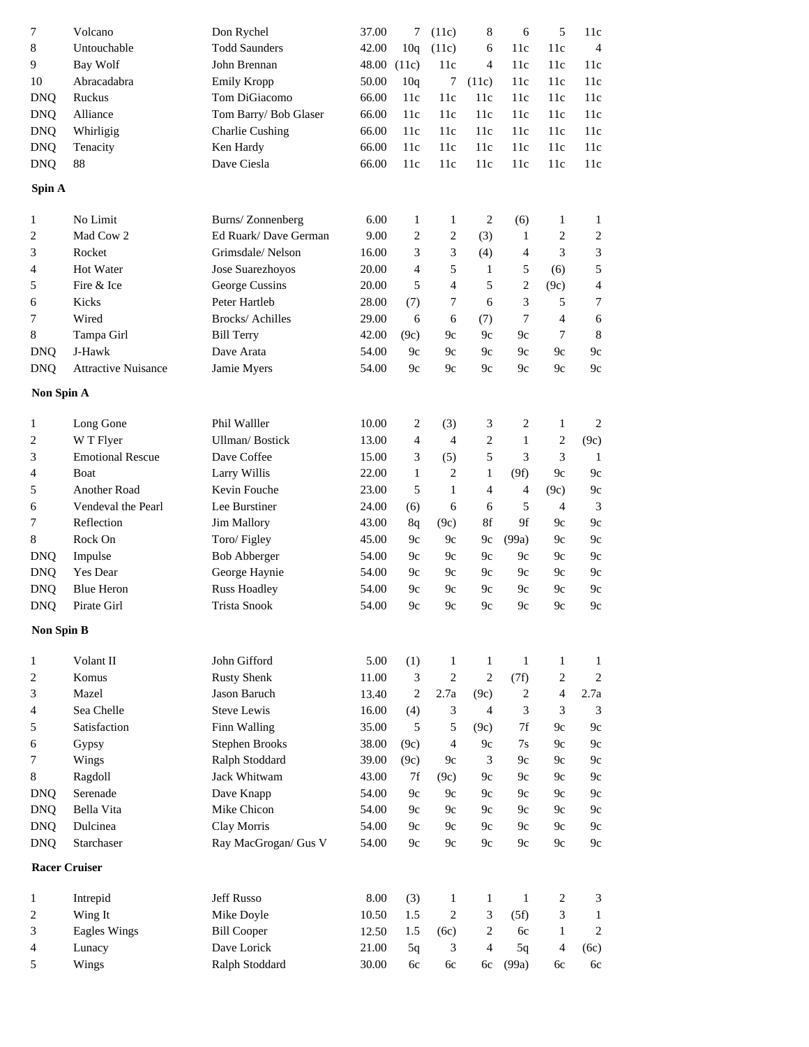| | | | | | | | | | |
|---|---|---|---|---|---|---|---|---|---|
| 7 | Volcano | Don Rychel | 37.00 | 7 | (11c) | 8 | 6 | 5 | 11c |
| 8 | Untouchable | Todd Saunders | 42.00 | 10q | (11c) | 6 | 11c | 11c | 4 |
| 9 | Bay Wolf | John Brennan | 48.00 | (11c) | 11c | 4 | 11c | 11c | 11c |
| 10 | Abracadabra | Emily Kropp | 50.00 | 10q | 7 | (11c) | 11c | 11c | 11c |
| DNQ | Ruckus | Tom DiGiacomo | 66.00 | 11c | 11c | 11c | 11c | 11c | 11c |
| DNQ | Alliance | Tom Barry/ Bob Glaser | 66.00 | 11c | 11c | 11c | 11c | 11c | 11c |
| DNQ | Whirligig | Charlie Cushing | 66.00 | 11c | 11c | 11c | 11c | 11c | 11c |
| DNQ | Tenacity | Ken Hardy | 66.00 | 11c | 11c | 11c | 11c | 11c | 11c |
| DNQ | 88 | Dave Ciesla | 66.00 | 11c | 11c | 11c | 11c | 11c | 11c |

**Spin A**

| | | | | | | | | | |
|---|---|---|---|---|---|---|---|---|---|
| 1 | No Limit | Burns/ Zonnenberg | 6.00 | 1 | 1 | 2 | (6) | 1 | 1 |
| 2 | Mad Cow 2 | Ed Ruark/ Dave German | 9.00 | 2 | 2 | (3) | 1 | 2 | 2 |
| 3 | Rocket | Grimsdale/ Nelson | 16.00 | 3 | 3 | (4) | 4 | 3 | 3 |
| 4 | Hot Water | Jose Suarezhoyos | 20.00 | 4 | 5 | 1 | 5 | (6) | 5 |
| 5 | Fire & Ice | George Cussins | 20.00 | 5 | 4 | 5 | 2 | (9c) | 4 |
| 6 | Kicks | Peter Hartleb | 28.00 | (7) | 7 | 6 | 3 | 5 | 7 |
| 7 | Wired | Brocks/ Achilles | 29.00 | 6 | 6 | (7) | 7 | 4 | 6 |
| 8 | Tampa Girl | Bill Terry | 42.00 | (9c) | 9c | 9c | 9c | 7 | 8 |
| DNQ | J-Hawk | Dave Arata | 54.00 | 9c | 9c | 9c | 9c | 9c | 9c |
| DNQ | Attractive Nuisance | Jamie Myers | 54.00 | 9c | 9c | 9c | 9c | 9c | 9c |

**Non Spin A**

| | | | | | | | | | |
|---|---|---|---|---|---|---|---|---|---|
| 1 | Long Gone | Phil Walller | 10.00 | 2 | (3) | 3 | 2 | 1 | 2 |
| 2 | W T Flyer | Ullman/ Bostick | 13.00 | 4 | 4 | 2 | 1 | 2 | (9c) |
| 3 | Emotional Rescue | Dave Coffee | 15.00 | 3 | (5) | 5 | 3 | 3 | 1 |
| 4 | Boat | Larry Willis | 22.00 | 1 | 2 | 1 | (9f) | 9c | 9c |
| 5 | Another Road | Kevin Fouche | 23.00 | 5 | 1 | 4 | 4 | (9c) | 9c |
| 6 | Vendeval the Pearl | Lee Burstiner | 24.00 | (6) | 6 | 6 | 5 | 4 | 3 |
| 7 | Reflection | Jim Mallory | 43.00 | 8q | (9c) | 8f | 9f | 9c | 9c |
| 8 | Rock On | Toro/ Figley | 45.00 | 9c | 9c | 9c | (99a) | 9c | 9c |
| DNQ | Impulse | Bob Abberger | 54.00 | 9c | 9c | 9c | 9c | 9c | 9c |
| DNQ | Yes Dear | George Haynie | 54.00 | 9c | 9c | 9c | 9c | 9c | 9c |
| DNQ | Blue Heron | Russ Hoadley | 54.00 | 9c | 9c | 9c | 9c | 9c | 9c |
| DNQ | Pirate Girl | Trista Snook | 54.00 | 9c | 9c | 9c | 9c | 9c | 9c |

**Non Spin B**

| | | | | | | | | | |
|---|---|---|---|---|---|---|---|---|---|
| 1 | Volant II | John Gifford | 5.00 | (1) | 1 | 1 | 1 | 1 | 1 |
| 2 | Komus | Rusty Shenk | 11.00 | 3 | 2 | 2 | (7f) | 2 | 2 |
| 3 | Mazel | Jason Baruch | 13.40 | 2 | 2.7a | (9c) | 2 | 4 | 2.7a |
| 4 | Sea Chelle | Steve Lewis | 16.00 | (4) | 3 | 4 | 3 | 3 | 3 |
| 5 | Satisfaction | Finn Walling | 35.00 | 5 | 5 | (9c) | 7f | 9c | 9c |
| 6 | Gypsy | Stephen Brooks | 38.00 | (9c) | 4 | 9c | 7s | 9c | 9c |
| 7 | Wings | Ralph Stoddard | 39.00 | (9c) | 9c | 3 | 9c | 9c | 9c |
| 8 | Ragdoll | Jack Whitwam | 43.00 | 7f | (9c) | 9c | 9c | 9c | 9c |
| DNQ | Serenade | Dave Knapp | 54.00 | 9c | 9c | 9c | 9c | 9c | 9c |
| DNQ | Bella Vita | Mike Chicon | 54.00 | 9c | 9c | 9c | 9c | 9c | 9c |
| DNQ | Dulcinea | Clay Morris | 54.00 | 9c | 9c | 9c | 9c | 9c | 9c |
| DNQ | Starchaser | Ray MacGrogan/ Gus V | 54.00 | 9c | 9c | 9c | 9c | 9c | 9c |

**Racer Cruiser**

| | | | | | | | | | |
|---|---|---|---|---|---|---|---|---|---|
| 1 | Intrepid | Jeff Russo | 8.00 | (3) | 1 | 1 | 1 | 2 | 3 |
| 2 | Wing It | Mike Doyle | 10.50 | 1.5 | 2 | 3 | (5f) | 3 | 1 |
| 3 | Eagles Wings | Bill Cooper | 12.50 | 1.5 | (6c) | 2 | 6c | 1 | 2 |
| 4 | Lunacy | Dave Lorick | 21.00 | 5q | 3 | 4 | 5q | 4 | (6c) |
| 5 | Wings | Ralph Stoddard | 30.00 | 6c | 6c | 6c | (99a) | 6c | 6c |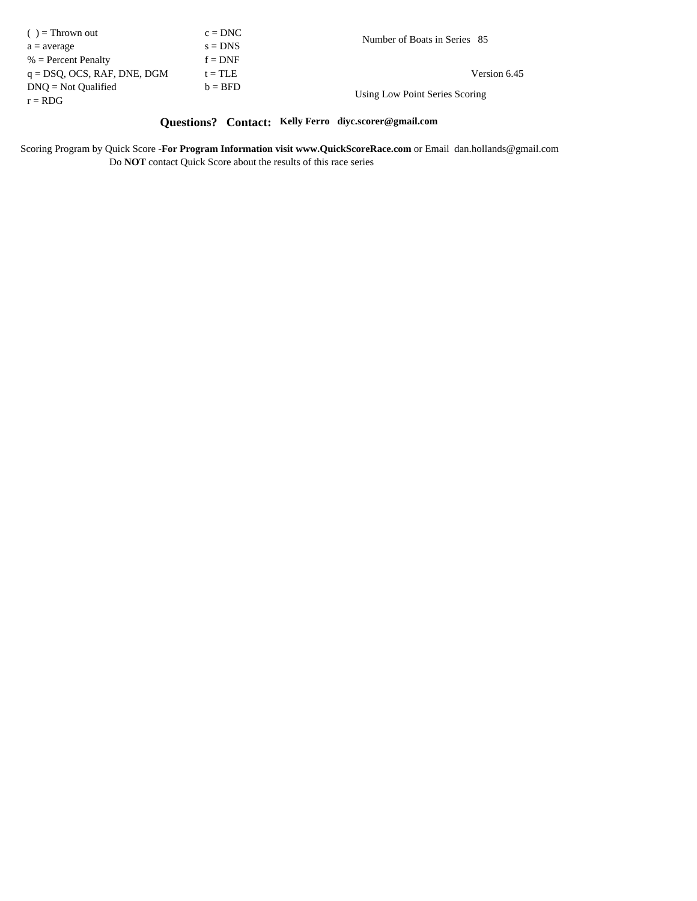| | | |
|---|---|---|
| ( ) = Thrown out | c = DNC | Number of Boats in Series 85 |
| a = average | s = DNS | |
| % = Percent Penalty | f = DNF | |
| q = DSQ, OCS, RAF, DNE, DGM | t = TLE | Version 6.45 |
| DNQ = Not Qualified | b = BFD | Using Low Point Series Scoring |
| r = RDG | | |

**Questions? Contact: Kelly Ferro diyc.scorer@gmail.com**

Scoring Program by Quick Score -**For Program Information visit www.QuickScoreRace.com** or Email dan.hollands@gmail.com

Do **NOT** contact Quick Score about the results of this race series